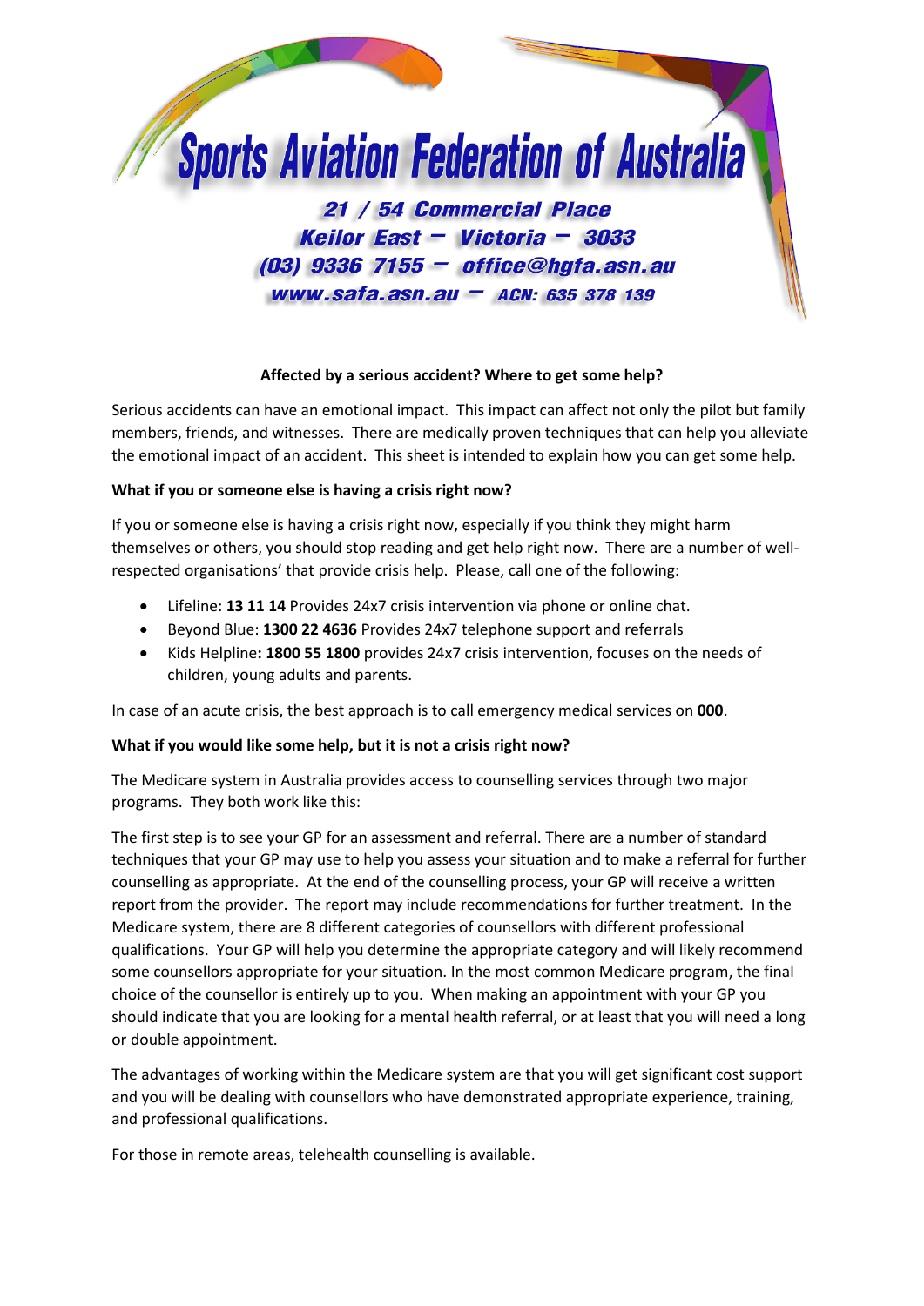# Sports Aviation Federation of Australia

**21 / 54 Commercial Place**
**Keilor East – Victoria – 3033**
**(03) 9336 7155 – office@hgfa.asn.au**
**www.safa.asn.au – ACN: 635 378 139**

## Affected by a serious accident? Where to get some help?

Serious accidents can have an emotional impact. This impact can affect not only the pilot but family members, friends, and witnesses. There are medically proven techniques that can help you alleviate the emotional impact of an accident. This sheet is intended to explain how you can get some help.

### What if you or someone else is having a crisis right now?

If you or someone else is having a crisis right now, especially if you think they might harm themselves or others, you should stop reading and get help right now. There are a number of well-respected organisations' that provide crisis help. Please, call one of the following:

- Lifeline: **13 11 14** Provides 24x7 crisis intervention via phone or online chat.
- Beyond Blue: **1300 22 4636** Provides 24x7 telephone support and referrals
- Kids Helpline**: 1800 55 1800** provides 24x7 crisis intervention, focuses on the needs of children, young adults and parents.

In case of an acute crisis, the best approach is to call emergency medical services on **000**.

### What if you would like some help, but it is not a crisis right now?

The Medicare system in Australia provides access to counselling services through two major programs. They both work like this:

The first step is to see your GP for an assessment and referral. There are a number of standard techniques that your GP may use to help you assess your situation and to make a referral for further counselling as appropriate. At the end of the counselling process, your GP will receive a written report from the provider. The report may include recommendations for further treatment. In the Medicare system, there are 8 different categories of counsellors with different professional qualifications. Your GP will help you determine the appropriate category and will likely recommend some counsellors appropriate for your situation. In the most common Medicare program, the final choice of the counsellor is entirely up to you. When making an appointment with your GP you should indicate that you are looking for a mental health referral, or at least that you will need a long or double appointment.

The advantages of working within the Medicare system are that you will get significant cost support and you will be dealing with counsellors who have demonstrated appropriate experience, training, and professional qualifications.

For those in remote areas, telehealth counselling is available.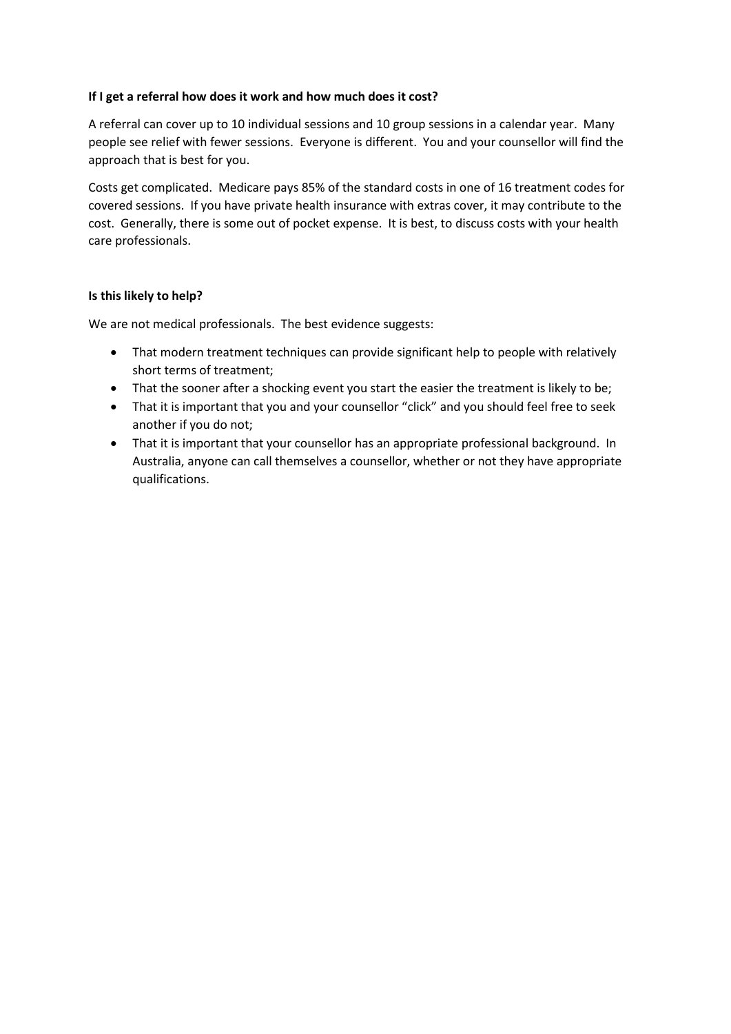**If I get a referral how does it work and how much does it cost?**

A referral can cover up to 10 individual sessions and 10 group sessions in a calendar year. Many people see relief with fewer sessions. Everyone is different. You and your counsellor will find the approach that is best for you.

Costs get complicated. Medicare pays 85% of the standard costs in one of 16 treatment codes for covered sessions. If you have private health insurance with extras cover, it may contribute to the cost. Generally, there is some out of pocket expense. It is best, to discuss costs with your health care professionals.

**Is this likely to help?**

We are not medical professionals. The best evidence suggests:

- That modern treatment techniques can provide significant help to people with relatively short terms of treatment;
- That the sooner after a shocking event you start the easier the treatment is likely to be;
- That it is important that you and your counsellor "click" and you should feel free to seek another if you do not;
- That it is important that your counsellor has an appropriate professional background. In Australia, anyone can call themselves a counsellor, whether or not they have appropriate qualifications.